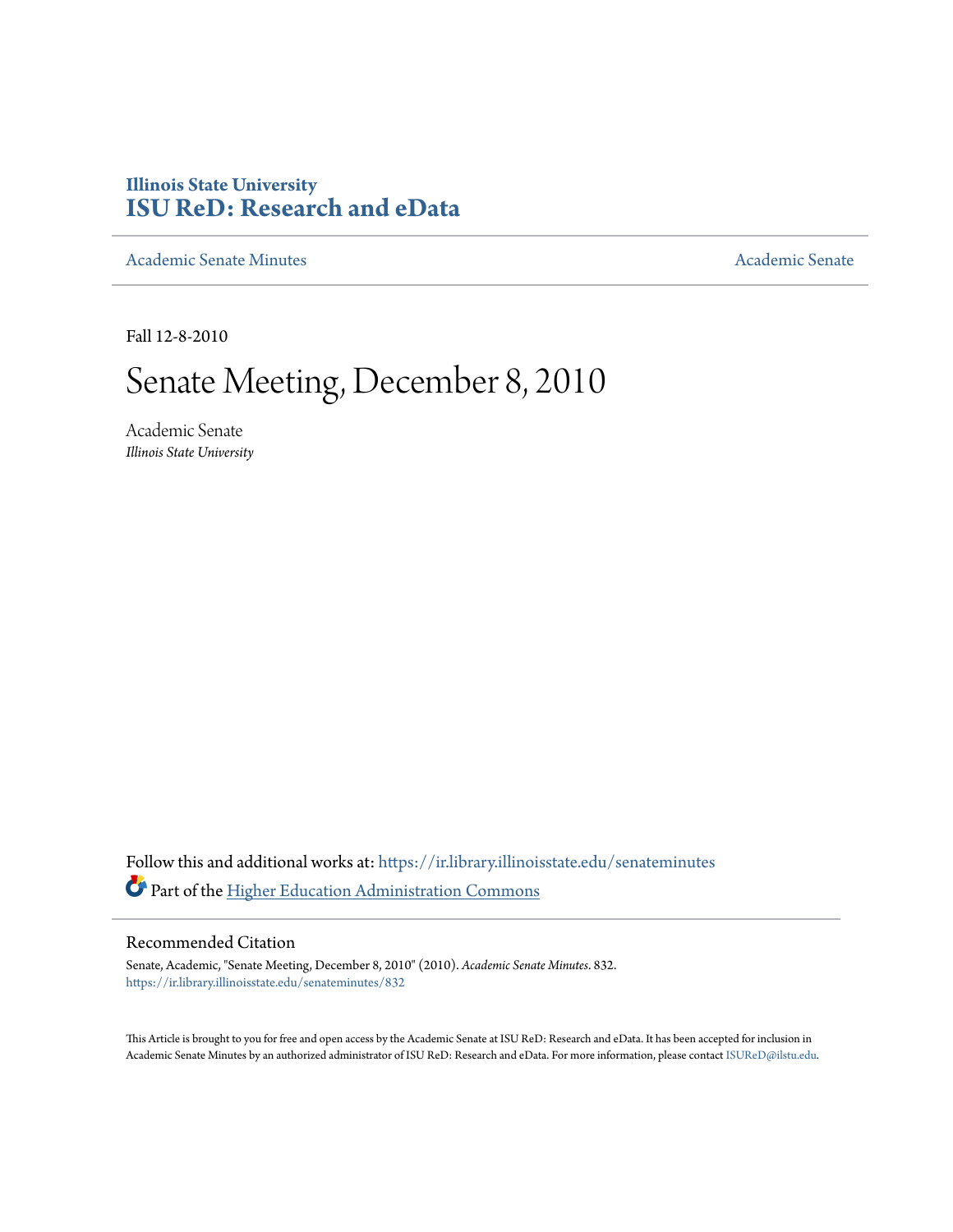**Illinois State University**
# ISU ReD: Research and eData

Academic Senate Minutes — Academic Senate

Fall 12-8-2010

# Senate Meeting, December 8, 2010

Academic Senate
*Illinois State University*

Follow this and additional works at: https://ir.library.illinoisstate.edu/senateminutes

Part of the Higher Education Administration Commons

## Recommended Citation

Senate, Academic, "Senate Meeting, December 8, 2010" (2010). *Academic Senate Minutes*. 832.
https://ir.library.illinoisstate.edu/senateminutes/832

This Article is brought to you for free and open access by the Academic Senate at ISU ReD: Research and eData. It has been accepted for inclusion in Academic Senate Minutes by an authorized administrator of ISU ReD: Research and eData. For more information, please contact ISUReD@ilstu.edu.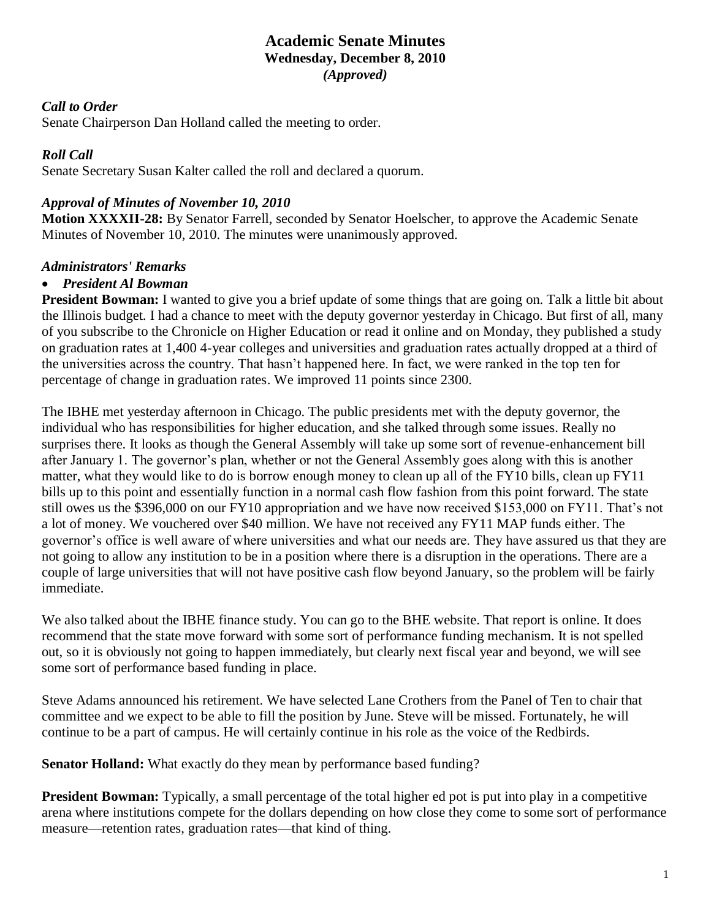# Academic Senate Minutes
## Wednesday, December 8, 2010
### *(Approved)*

***Call to Order***

Senate Chairperson Dan Holland called the meeting to order.

***Roll Call***

Senate Secretary Susan Kalter called the roll and declared a quorum.

***Approval of Minutes of November 10, 2010***

**Motion XXXXII-28:** By Senator Farrell, seconded by Senator Hoelscher, to approve the Academic Senate Minutes of November 10, 2010. The minutes were unanimously approved.

***Administrators' Remarks***

- ***President Al Bowman***

**President Bowman:** I wanted to give you a brief update of some things that are going on. Talk a little bit about the Illinois budget. I had a chance to meet with the deputy governor yesterday in Chicago. But first of all, many of you subscribe to the Chronicle on Higher Education or read it online and on Monday, they published a study on graduation rates at 1,400 4-year colleges and universities and graduation rates actually dropped at a third of the universities across the country. That hasn't happened here. In fact, we were ranked in the top ten for percentage of change in graduation rates. We improved 11 points since 2300.

The IBHE met yesterday afternoon in Chicago. The public presidents met with the deputy governor, the individual who has responsibilities for higher education, and she talked through some issues. Really no surprises there. It looks as though the General Assembly will take up some sort of revenue-enhancement bill after January 1. The governor's plan, whether or not the General Assembly goes along with this is another matter, what they would like to do is borrow enough money to clean up all of the FY10 bills, clean up FY11 bills up to this point and essentially function in a normal cash flow fashion from this point forward. The state still owes us the $396,000 on our FY10 appropriation and we have now received $153,000 on FY11. That's not a lot of money. We vouchered over $40 million. We have not received any FY11 MAP funds either. The governor's office is well aware of where universities and what our needs are. They have assured us that they are not going to allow any institution to be in a position where there is a disruption in the operations. There are a couple of large universities that will not have positive cash flow beyond January, so the problem will be fairly immediate.

We also talked about the IBHE finance study. You can go to the BHE website. That report is online. It does recommend that the state move forward with some sort of performance funding mechanism. It is not spelled out, so it is obviously not going to happen immediately, but clearly next fiscal year and beyond, we will see some sort of performance based funding in place.

Steve Adams announced his retirement. We have selected Lane Crothers from the Panel of Ten to chair that committee and we expect to be able to fill the position by June. Steve will be missed. Fortunately, he will continue to be a part of campus. He will certainly continue in his role as the voice of the Redbirds.

**Senator Holland:** What exactly do they mean by performance based funding?

**President Bowman:** Typically, a small percentage of the total higher ed pot is put into play in a competitive arena where institutions compete for the dollars depending on how close they come to some sort of performance measure—retention rates, graduation rates—that kind of thing.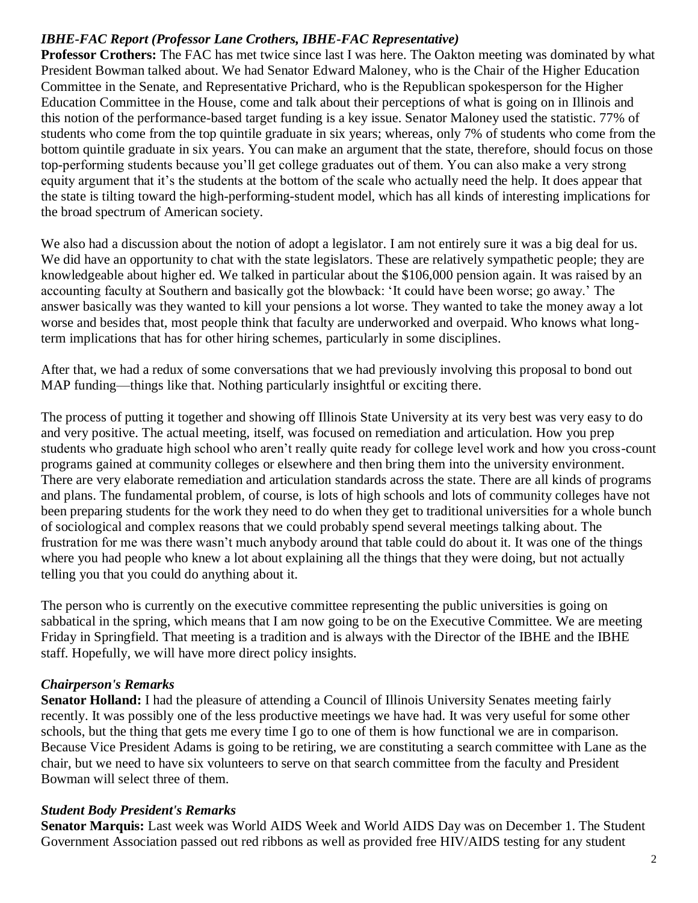### *IBHE-FAC Report (Professor Lane Crothers, IBHE-FAC Representative)*

**Professor Crothers:** The FAC has met twice since last I was here. The Oakton meeting was dominated by what President Bowman talked about. We had Senator Edward Maloney, who is the Chair of the Higher Education Committee in the Senate, and Representative Prichard, who is the Republican spokesperson for the Higher Education Committee in the House, come and talk about their perceptions of what is going on in Illinois and this notion of the performance-based target funding is a key issue. Senator Maloney used the statistic. 77% of students who come from the top quintile graduate in six years; whereas, only 7% of students who come from the bottom quintile graduate in six years. You can make an argument that the state, therefore, should focus on those top-performing students because you'll get college graduates out of them. You can also make a very strong equity argument that it's the students at the bottom of the scale who actually need the help. It does appear that the state is tilting toward the high-performing-student model, which has all kinds of interesting implications for the broad spectrum of American society.

We also had a discussion about the notion of adopt a legislator. I am not entirely sure it was a big deal for us. We did have an opportunity to chat with the state legislators. These are relatively sympathetic people; they are knowledgeable about higher ed. We talked in particular about the $106,000 pension again. It was raised by an accounting faculty at Southern and basically got the blowback: 'It could have been worse; go away.' The answer basically was they wanted to kill your pensions a lot worse. They wanted to take the money away a lot worse and besides that, most people think that faculty are underworked and overpaid. Who knows what long-term implications that has for other hiring schemes, particularly in some disciplines.

After that, we had a redux of some conversations that we had previously involving this proposal to bond out MAP funding—things like that. Nothing particularly insightful or exciting there.

The process of putting it together and showing off Illinois State University at its very best was very easy to do and very positive. The actual meeting, itself, was focused on remediation and articulation. How you prep students who graduate high school who aren't really quite ready for college level work and how you cross-count programs gained at community colleges or elsewhere and then bring them into the university environment. There are very elaborate remediation and articulation standards across the state. There are all kinds of programs and plans. The fundamental problem, of course, is lots of high schools and lots of community colleges have not been preparing students for the work they need to do when they get to traditional universities for a whole bunch of sociological and complex reasons that we could probably spend several meetings talking about. The frustration for me was there wasn't much anybody around that table could do about it. It was one of the things where you had people who knew a lot about explaining all the things that they were doing, but not actually telling you that you could do anything about it.

The person who is currently on the executive committee representing the public universities is going on sabbatical in the spring, which means that I am now going to be on the Executive Committee. We are meeting Friday in Springfield. That meeting is a tradition and is always with the Director of the IBHE and the IBHE staff. Hopefully, we will have more direct policy insights.

### *Chairperson's Remarks*

**Senator Holland:** I had the pleasure of attending a Council of Illinois University Senates meeting fairly recently. It was possibly one of the less productive meetings we have had. It was very useful for some other schools, but the thing that gets me every time I go to one of them is how functional we are in comparison. Because Vice President Adams is going to be retiring, we are constituting a search committee with Lane as the chair, but we need to have six volunteers to serve on that search committee from the faculty and President Bowman will select three of them.

### *Student Body President's Remarks*

**Senator Marquis:** Last week was World AIDS Week and World AIDS Day was on December 1. The Student Government Association passed out red ribbons as well as provided free HIV/AIDS testing for any student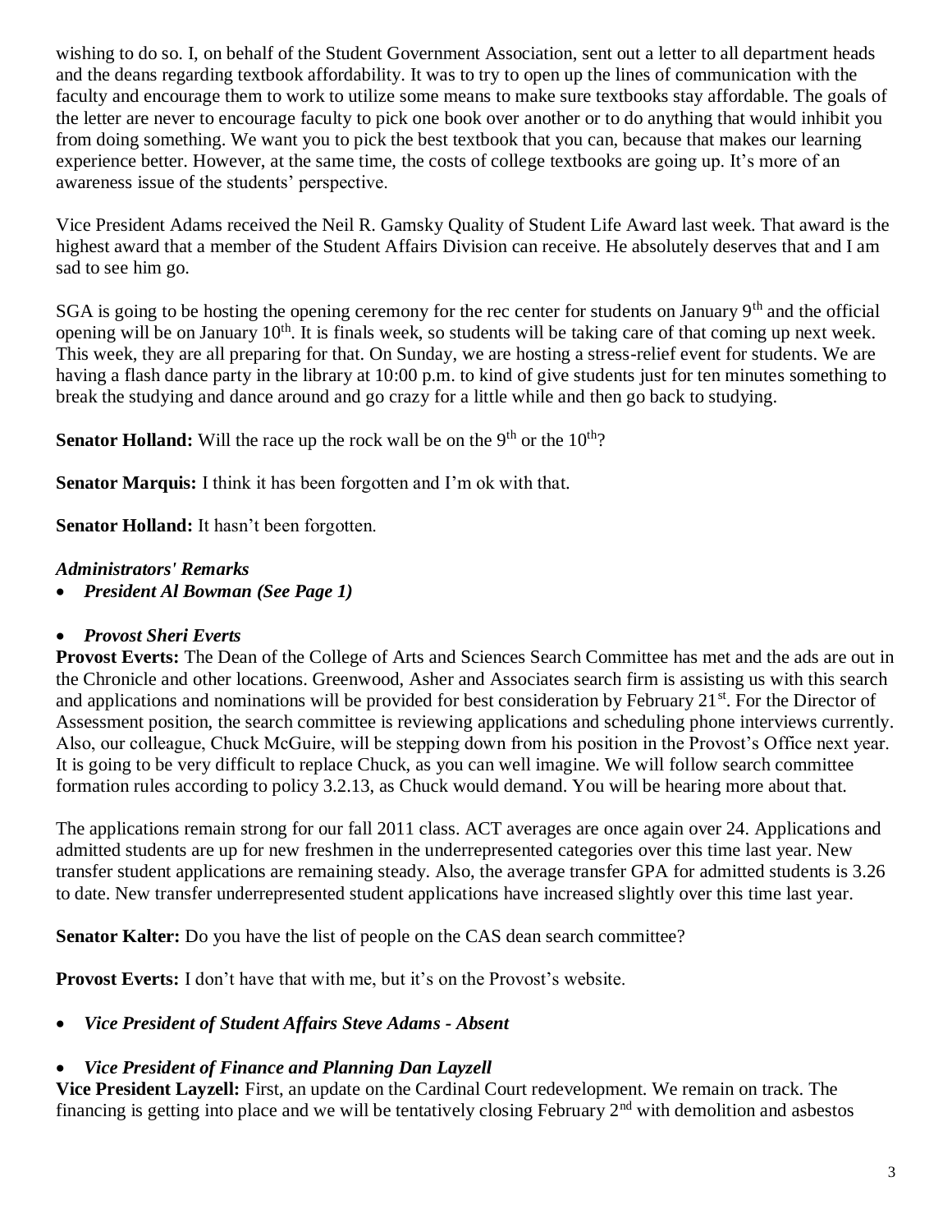wishing to do so. I, on behalf of the Student Government Association, sent out a letter to all department heads and the deans regarding textbook affordability. It was to try to open up the lines of communication with the faculty and encourage them to work to utilize some means to make sure textbooks stay affordable. The goals of the letter are never to encourage faculty to pick one book over another or to do anything that would inhibit you from doing something. We want you to pick the best textbook that you can, because that makes our learning experience better. However, at the same time, the costs of college textbooks are going up. It's more of an awareness issue of the students' perspective.

Vice President Adams received the Neil R. Gamsky Quality of Student Life Award last week. That award is the highest award that a member of the Student Affairs Division can receive. He absolutely deserves that and I am sad to see him go.

SGA is going to be hosting the opening ceremony for the rec center for students on January 9th and the official opening will be on January 10th. It is finals week, so students will be taking care of that coming up next week. This week, they are all preparing for that. On Sunday, we are hosting a stress-relief event for students. We are having a flash dance party in the library at 10:00 p.m. to kind of give students just for ten minutes something to break the studying and dance around and go crazy for a little while and then go back to studying.

**Senator Holland:** Will the race up the rock wall be on the 9th or the 10th?

**Senator Marquis:** I think it has been forgotten and I'm ok with that.

**Senator Holland:** It hasn't been forgotten.

***Administrators' Remarks***

- ***President Al Bowman (See Page 1)***

- ***Provost Sheri Everts***

**Provost Everts:** The Dean of the College of Arts and Sciences Search Committee has met and the ads are out in the Chronicle and other locations. Greenwood, Asher and Associates search firm is assisting us with this search and applications and nominations will be provided for best consideration by February 21st. For the Director of Assessment position, the search committee is reviewing applications and scheduling phone interviews currently. Also, our colleague, Chuck McGuire, will be stepping down from his position in the Provost's Office next year. It is going to be very difficult to replace Chuck, as you can well imagine. We will follow search committee formation rules according to policy 3.2.13, as Chuck would demand. You will be hearing more about that.

The applications remain strong for our fall 2011 class. ACT averages are once again over 24. Applications and admitted students are up for new freshmen in the underrepresented categories over this time last year. New transfer student applications are remaining steady. Also, the average transfer GPA for admitted students is 3.26 to date. New transfer underrepresented student applications have increased slightly over this time last year.

**Senator Kalter:** Do you have the list of people on the CAS dean search committee?

**Provost Everts:** I don't have that with me, but it's on the Provost's website.

- ***Vice President of Student Affairs Steve Adams - Absent***

- ***Vice President of Finance and Planning Dan Layzell***

**Vice President Layzell:** First, an update on the Cardinal Court redevelopment. We remain on track. The financing is getting into place and we will be tentatively closing February 2nd with demolition and asbestos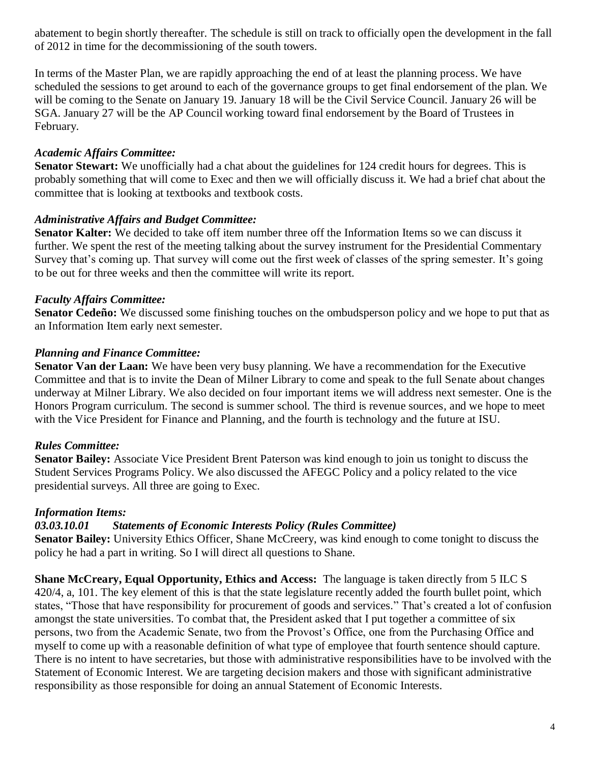abatement to begin shortly thereafter. The schedule is still on track to officially open the development in the fall of 2012 in time for the decommissioning of the south towers.

In terms of the Master Plan, we are rapidly approaching the end of at least the planning process. We have scheduled the sessions to get around to each of the governance groups to get final endorsement of the plan. We will be coming to the Senate on January 19. January 18 will be the Civil Service Council. January 26 will be SGA. January 27 will be the AP Council working toward final endorsement by the Board of Trustees in February.

***Academic Affairs Committee:***

**Senator Stewart:** We unofficially had a chat about the guidelines for 124 credit hours for degrees. This is probably something that will come to Exec and then we will officially discuss it. We had a brief chat about the committee that is looking at textbooks and textbook costs.

***Administrative Affairs and Budget Committee:***

**Senator Kalter:** We decided to take off item number three off the Information Items so we can discuss it further. We spent the rest of the meeting talking about the survey instrument for the Presidential Commentary Survey that's coming up. That survey will come out the first week of classes of the spring semester. It's going to be out for three weeks and then the committee will write its report.

***Faculty Affairs Committee:***

**Senator Cedeño:** We discussed some finishing touches on the ombudsperson policy and we hope to put that as an Information Item early next semester.

***Planning and Finance Committee:***

**Senator Van der Laan:** We have been very busy planning. We have a recommendation for the Executive Committee and that is to invite the Dean of Milner Library to come and speak to the full Senate about changes underway at Milner Library. We also decided on four important items we will address next semester. One is the Honors Program curriculum. The second is summer school. The third is revenue sources, and we hope to meet with the Vice President for Finance and Planning, and the fourth is technology and the future at ISU.

***Rules Committee:***

**Senator Bailey:** Associate Vice President Brent Paterson was kind enough to join us tonight to discuss the Student Services Programs Policy. We also discussed the AFEGC Policy and a policy related to the vice presidential surveys. All three are going to Exec.

***Information Items:***

***03.03.10.01 Statements of Economic Interests Policy (Rules Committee)***

**Senator Bailey:** University Ethics Officer, Shane McCreery, was kind enough to come tonight to discuss the policy he had a part in writing. So I will direct all questions to Shane.

**Shane McCreary, Equal Opportunity, Ethics and Access:** The language is taken directly from 5 ILC S 420/4, a, 101. The key element of this is that the state legislature recently added the fourth bullet point, which states, "Those that have responsibility for procurement of goods and services." That's created a lot of confusion amongst the state universities. To combat that, the President asked that I put together a committee of six persons, two from the Academic Senate, two from the Provost's Office, one from the Purchasing Office and myself to come up with a reasonable definition of what type of employee that fourth sentence should capture. There is no intent to have secretaries, but those with administrative responsibilities have to be involved with the Statement of Economic Interest. We are targeting decision makers and those with significant administrative responsibility as those responsible for doing an annual Statement of Economic Interests.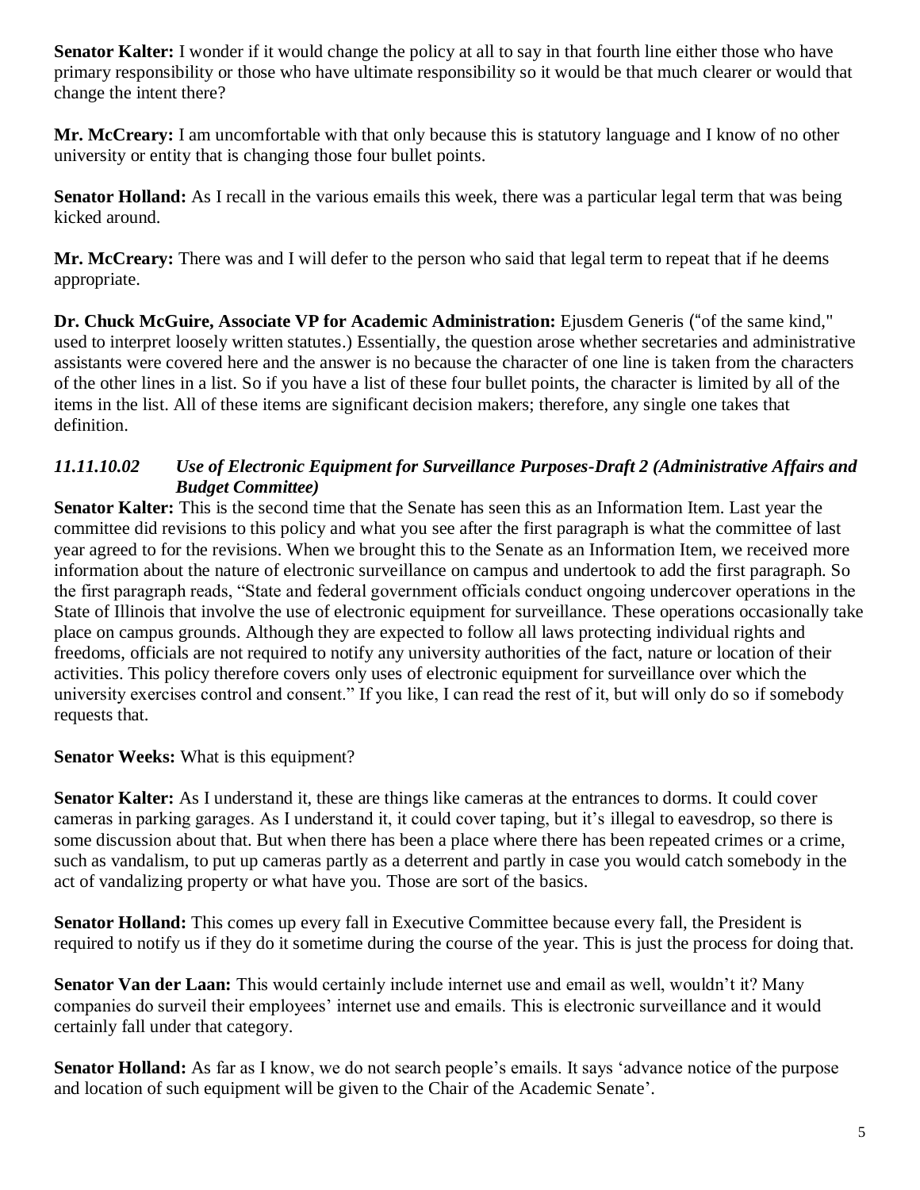**Senator Kalter:** I wonder if it would change the policy at all to say in that fourth line either those who have primary responsibility or those who have ultimate responsibility so it would be that much clearer or would that change the intent there?

**Mr. McCreary:** I am uncomfortable with that only because this is statutory language and I know of no other university or entity that is changing those four bullet points.

**Senator Holland:** As I recall in the various emails this week, there was a particular legal term that was being kicked around.

**Mr. McCreary:** There was and I will defer to the person who said that legal term to repeat that if he deems appropriate.

**Dr. Chuck McGuire, Associate VP for Academic Administration:** Ejusdem Generis ("of the same kind," used to interpret loosely written statutes.) Essentially, the question arose whether secretaries and administrative assistants were covered here and the answer is no because the character of one line is taken from the characters of the other lines in a list. So if you have a list of these four bullet points, the character is limited by all of the items in the list. All of these items are significant decision makers; therefore, any single one takes that definition.

### *11.11.10.02 Use of Electronic Equipment for Surveillance Purposes-Draft 2 (Administrative Affairs and Budget Committee)*

**Senator Kalter:** This is the second time that the Senate has seen this as an Information Item. Last year the committee did revisions to this policy and what you see after the first paragraph is what the committee of last year agreed to for the revisions. When we brought this to the Senate as an Information Item, we received more information about the nature of electronic surveillance on campus and undertook to add the first paragraph. So the first paragraph reads, "State and federal government officials conduct ongoing undercover operations in the State of Illinois that involve the use of electronic equipment for surveillance. These operations occasionally take place on campus grounds. Although they are expected to follow all laws protecting individual rights and freedoms, officials are not required to notify any university authorities of the fact, nature or location of their activities. This policy therefore covers only uses of electronic equipment for surveillance over which the university exercises control and consent." If you like, I can read the rest of it, but will only do so if somebody requests that.

**Senator Weeks:** What is this equipment?

**Senator Kalter:** As I understand it, these are things like cameras at the entrances to dorms. It could cover cameras in parking garages. As I understand it, it could cover taping, but it's illegal to eavesdrop, so there is some discussion about that. But when there has been a place where there has been repeated crimes or a crime, such as vandalism, to put up cameras partly as a deterrent and partly in case you would catch somebody in the act of vandalizing property or what have you. Those are sort of the basics.

**Senator Holland:** This comes up every fall in Executive Committee because every fall, the President is required to notify us if they do it sometime during the course of the year. This is just the process for doing that.

**Senator Van der Laan:** This would certainly include internet use and email as well, wouldn't it? Many companies do surveil their employees' internet use and emails. This is electronic surveillance and it would certainly fall under that category.

**Senator Holland:** As far as I know, we do not search people's emails. It says 'advance notice of the purpose and location of such equipment will be given to the Chair of the Academic Senate'.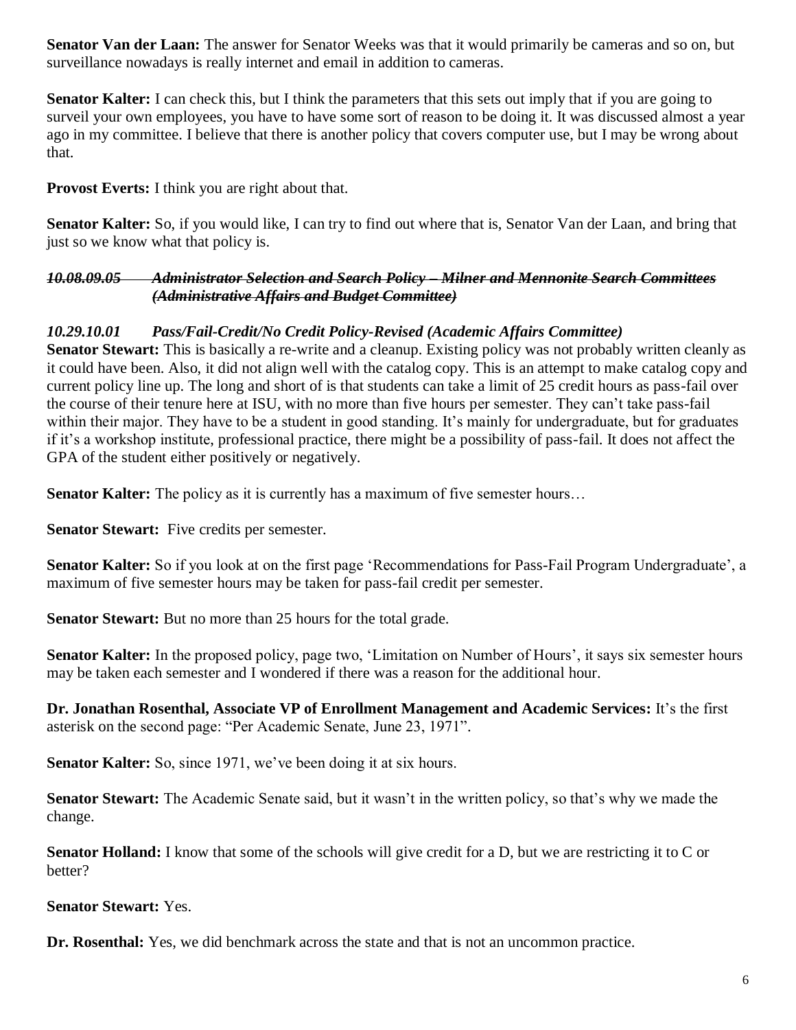**Senator Van der Laan:** The answer for Senator Weeks was that it would primarily be cameras and so on, but surveillance nowadays is really internet and email in addition to cameras.

**Senator Kalter:** I can check this, but I think the parameters that this sets out imply that if you are going to surveil your own employees, you have to have some sort of reason to be doing it. It was discussed almost a year ago in my committee. I believe that there is another policy that covers computer use, but I may be wrong about that.

**Provost Everts:** I think you are right about that.

**Senator Kalter:** So, if you would like, I can try to find out where that is, Senator Van der Laan, and bring that just so we know what that policy is.

***~~10.08.09.05 Administrator Selection and Search Policy – Milner and Mennonite Search Committees (Administrative Affairs and Budget Committee)~~***

***10.29.10.01 Pass/Fail-Credit/No Credit Policy-Revised (Academic Affairs Committee)***

**Senator Stewart:** This is basically a re-write and a cleanup. Existing policy was not probably written cleanly as it could have been. Also, it did not align well with the catalog copy. This is an attempt to make catalog copy and current policy line up. The long and short of is that students can take a limit of 25 credit hours as pass-fail over the course of their tenure here at ISU, with no more than five hours per semester. They can't take pass-fail within their major. They have to be a student in good standing. It's mainly for undergraduate, but for graduates if it's a workshop institute, professional practice, there might be a possibility of pass-fail. It does not affect the GPA of the student either positively or negatively.

**Senator Kalter:** The policy as it is currently has a maximum of five semester hours…

**Senator Stewart:** Five credits per semester.

**Senator Kalter:** So if you look at on the first page 'Recommendations for Pass-Fail Program Undergraduate', a maximum of five semester hours may be taken for pass-fail credit per semester.

**Senator Stewart:** But no more than 25 hours for the total grade.

**Senator Kalter:** In the proposed policy, page two, 'Limitation on Number of Hours', it says six semester hours may be taken each semester and I wondered if there was a reason for the additional hour.

**Dr. Jonathan Rosenthal, Associate VP of Enrollment Management and Academic Services:** It's the first asterisk on the second page: "Per Academic Senate, June 23, 1971".

**Senator Kalter:** So, since 1971, we've been doing it at six hours.

**Senator Stewart:** The Academic Senate said, but it wasn't in the written policy, so that's why we made the change.

**Senator Holland:** I know that some of the schools will give credit for a D, but we are restricting it to C or better?

**Senator Stewart:** Yes.

**Dr. Rosenthal:** Yes, we did benchmark across the state and that is not an uncommon practice.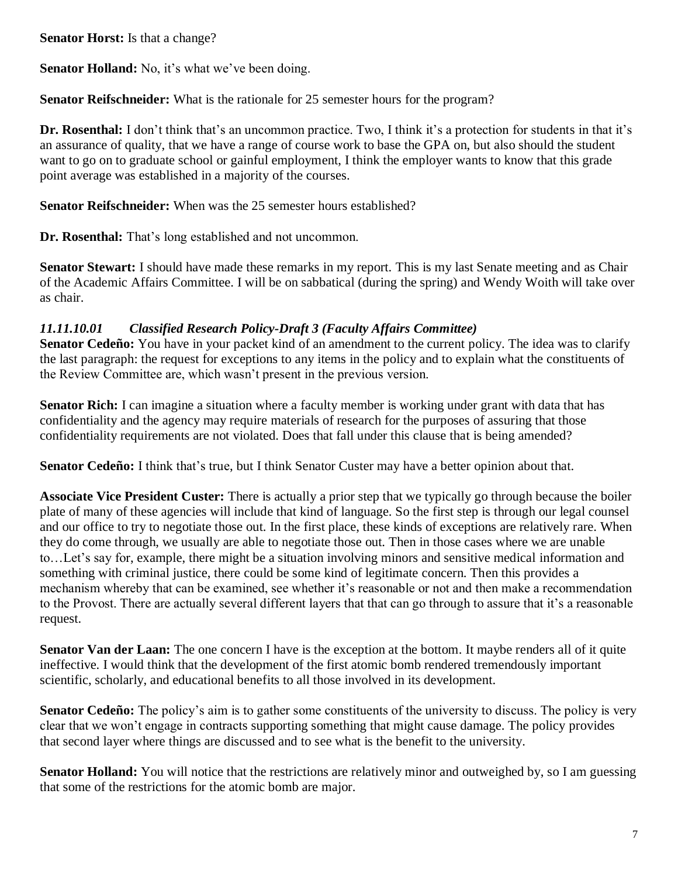**Senator Horst:** Is that a change?

**Senator Holland:** No, it's what we've been doing.

**Senator Reifschneider:** What is the rationale for 25 semester hours for the program?

**Dr. Rosenthal:** I don't think that's an uncommon practice. Two, I think it's a protection for students in that it's an assurance of quality, that we have a range of course work to base the GPA on, but also should the student want to go on to graduate school or gainful employment, I think the employer wants to know that this grade point average was established in a majority of the courses.

**Senator Reifschneider:** When was the 25 semester hours established?

**Dr. Rosenthal:** That's long established and not uncommon.

**Senator Stewart:** I should have made these remarks in my report. This is my last Senate meeting and as Chair of the Academic Affairs Committee. I will be on sabbatical (during the spring) and Wendy Woith will take over as chair.

### *11.11.10.01 Classified Research Policy-Draft 3 (Faculty Affairs Committee)*

**Senator Cedeño:** You have in your packet kind of an amendment to the current policy. The idea was to clarify the last paragraph: the request for exceptions to any items in the policy and to explain what the constituents of the Review Committee are, which wasn't present in the previous version.

**Senator Rich:** I can imagine a situation where a faculty member is working under grant with data that has confidentiality and the agency may require materials of research for the purposes of assuring that those confidentiality requirements are not violated. Does that fall under this clause that is being amended?

**Senator Cedeño:** I think that's true, but I think Senator Custer may have a better opinion about that.

**Associate Vice President Custer:** There is actually a prior step that we typically go through because the boiler plate of many of these agencies will include that kind of language. So the first step is through our legal counsel and our office to try to negotiate those out. In the first place, these kinds of exceptions are relatively rare. When they do come through, we usually are able to negotiate those out. Then in those cases where we are unable to…Let's say for, example, there might be a situation involving minors and sensitive medical information and something with criminal justice, there could be some kind of legitimate concern. Then this provides a mechanism whereby that can be examined, see whether it's reasonable or not and then make a recommendation to the Provost. There are actually several different layers that that can go through to assure that it's a reasonable request.

**Senator Van der Laan:** The one concern I have is the exception at the bottom. It maybe renders all of it quite ineffective. I would think that the development of the first atomic bomb rendered tremendously important scientific, scholarly, and educational benefits to all those involved in its development.

**Senator Cedeño:** The policy's aim is to gather some constituents of the university to discuss. The policy is very clear that we won't engage in contracts supporting something that might cause damage. The policy provides that second layer where things are discussed and to see what is the benefit to the university.

**Senator Holland:** You will notice that the restrictions are relatively minor and outweighed by, so I am guessing that some of the restrictions for the atomic bomb are major.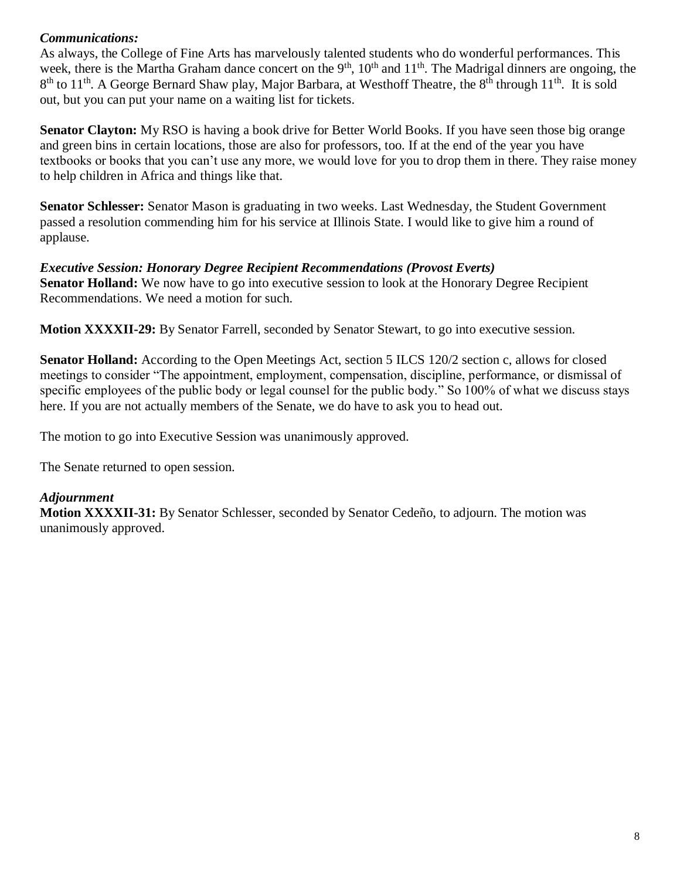***Communications:***

As always, the College of Fine Arts has marvelously talented students who do wonderful performances. This week, there is the Martha Graham dance concert on the 9th, 10th and 11th. The Madrigal dinners are ongoing, the 8th to 11th. A George Bernard Shaw play, Major Barbara, at Westhoff Theatre, the 8th through 11th. It is sold out, but you can put your name on a waiting list for tickets.

**Senator Clayton:** My RSO is having a book drive for Better World Books. If you have seen those big orange and green bins in certain locations, those are also for professors, too. If at the end of the year you have textbooks or books that you can't use any more, we would love for you to drop them in there. They raise money to help children in Africa and things like that.

**Senator Schlesser:** Senator Mason is graduating in two weeks. Last Wednesday, the Student Government passed a resolution commending him for his service at Illinois State. I would like to give him a round of applause.

***Executive Session: Honorary Degree Recipient Recommendations (Provost Everts)***

**Senator Holland:** We now have to go into executive session to look at the Honorary Degree Recipient Recommendations. We need a motion for such.

**Motion XXXXII-29:** By Senator Farrell, seconded by Senator Stewart, to go into executive session.

**Senator Holland:** According to the Open Meetings Act, section 5 ILCS 120/2 section c, allows for closed meetings to consider "The appointment, employment, compensation, discipline, performance, or dismissal of specific employees of the public body or legal counsel for the public body." So 100% of what we discuss stays here. If you are not actually members of the Senate, we do have to ask you to head out.

The motion to go into Executive Session was unanimously approved.

The Senate returned to open session.

***Adjournment***

**Motion XXXXII-31:** By Senator Schlesser, seconded by Senator Cedeño, to adjourn. The motion was unanimously approved.